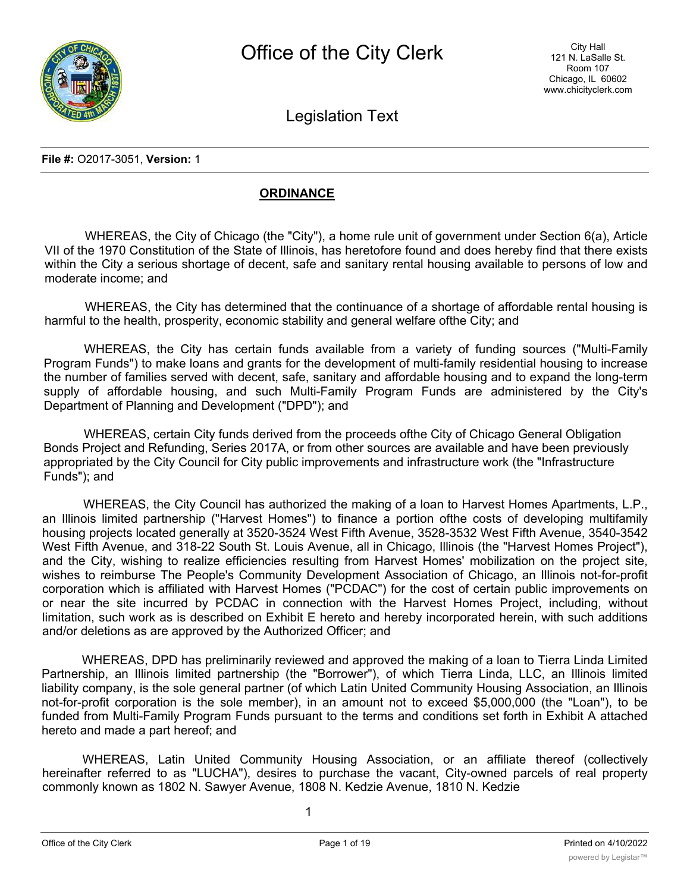# Office of the City Clerk

City Hall
121 N. LaSalle St.
Room 107
Chicago, IL 60602
www.chicityclerk.com

## Legislation Text

**File #:** O2017-3051, **Version:** 1

**ORDINANCE**

WHEREAS, the City of Chicago (the "City"), a home rule unit of government under Section 6(a), Article VII of the 1970 Constitution of the State of Illinois, has heretofore found and does hereby find that there exists within the City a serious shortage of decent, safe and sanitary rental housing available to persons of low and moderate income; and

WHEREAS, the City has determined that the continuance of a shortage of affordable rental housing is harmful to the health, prosperity, economic stability and general welfare ofthe City; and

WHEREAS, the City has certain funds available from a variety of funding sources ("Multi-Family Program Funds") to make loans and grants for the development of multi-family residential housing to increase the number of families served with decent, safe, sanitary and affordable housing and to expand the long-term supply of affordable housing, and such Multi-Family Program Funds are administered by the City's Department of Planning and Development ("DPD"); and

WHEREAS, certain City funds derived from the proceeds ofthe City of Chicago General Obligation Bonds Project and Refunding, Series 2017A, or from other sources are available and have been previously appropriated by the City Council for City public improvements and infrastructure work (the "Infrastructure Funds"); and

WHEREAS, the City Council has authorized the making of a loan to Harvest Homes Apartments, L.P., an Illinois limited partnership ("Harvest Homes") to finance a portion ofthe costs of developing multifamily housing projects located generally at 3520-3524 West Fifth Avenue, 3528-3532 West Fifth Avenue, 3540-3542 West Fifth Avenue, and 318-22 South St. Louis Avenue, all in Chicago, Illinois (the "Harvest Homes Project"), and the City, wishing to realize efficiencies resulting from Harvest Homes' mobilization on the project site, wishes to reimburse The People's Community Development Association of Chicago, an Illinois not-for-profit corporation which is affiliated with Harvest Homes ("PCDAC") for the cost of certain public improvements on or near the site incurred by PCDAC in connection with the Harvest Homes Project, including, without limitation, such work as is described on Exhibit E hereto and hereby incorporated herein, with such additions and/or deletions as are approved by the Authorized Officer; and

WHEREAS, DPD has preliminarily reviewed and approved the making of a loan to Tierra Linda Limited Partnership, an Illinois limited partnership (the "Borrower"), of which Tierra Linda, LLC, an Illinois limited liability company, is the sole general partner (of which Latin United Community Housing Association, an Illinois not-for-profit corporation is the sole member), in an amount not to exceed $5,000,000 (the "Loan"), to be funded from Multi-Family Program Funds pursuant to the terms and conditions set forth in Exhibit A attached hereto and made a part hereof; and

WHEREAS, Latin United Community Housing Association, or an affiliate thereof (collectively hereinafter referred to as "LUCHA"), desires to purchase the vacant, City-owned parcels of real property commonly known as 1802 N. Sawyer Avenue, 1808 N. Kedzie Avenue, 1810 N. Kedzie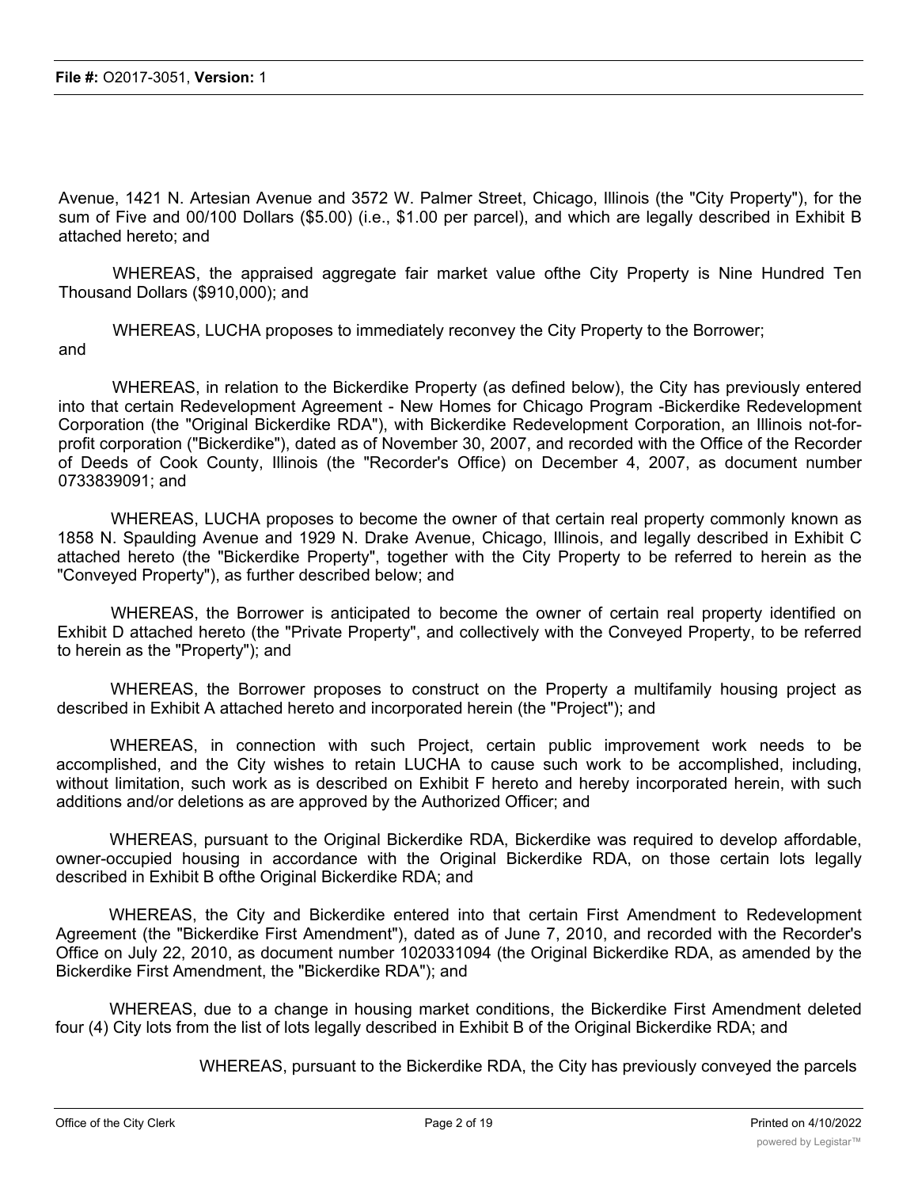Avenue, 1421 N. Artesian Avenue and 3572 W. Palmer Street, Chicago, Illinois (the "City Property"), for the sum of Five and 00/100 Dollars ($5.00) (i.e., $1.00 per parcel), and which are legally described in Exhibit B attached hereto; and

WHEREAS, the appraised aggregate fair market value ofthe City Property is Nine Hundred Ten Thousand Dollars ($910,000); and

WHEREAS, LUCHA proposes to immediately reconvey the City Property to the Borrower; and

WHEREAS, in relation to the Bickerdike Property (as defined below), the City has previously entered into that certain Redevelopment Agreement - New Homes for Chicago Program -Bickerdike Redevelopment Corporation (the "Original Bickerdike RDA"), with Bickerdike Redevelopment Corporation, an Illinois not-for-profit corporation ("Bickerdike"), dated as of November 30, 2007, and recorded with the Office of the Recorder of Deeds of Cook County, Illinois (the "Recorder's Office) on December 4, 2007, as document number 0733839091; and

WHEREAS, LUCHA proposes to become the owner of that certain real property commonly known as 1858 N. Spaulding Avenue and 1929 N. Drake Avenue, Chicago, Illinois, and legally described in Exhibit C attached hereto (the "Bickerdike Property", together with the City Property to be referred to herein as the "Conveyed Property"), as further described below; and

WHEREAS, the Borrower is anticipated to become the owner of certain real property identified on Exhibit D attached hereto (the "Private Property", and collectively with the Conveyed Property, to be referred to herein as the "Property"); and

WHEREAS, the Borrower proposes to construct on the Property a multifamily housing project as described in Exhibit A attached hereto and incorporated herein (the "Project"); and

WHEREAS, in connection with such Project, certain public improvement work needs to be accomplished, and the City wishes to retain LUCHA to cause such work to be accomplished, including, without limitation, such work as is described on Exhibit F hereto and hereby incorporated herein, with such additions and/or deletions as are approved by the Authorized Officer; and

WHEREAS, pursuant to the Original Bickerdike RDA, Bickerdike was required to develop affordable, owner-occupied housing in accordance with the Original Bickerdike RDA, on those certain lots legally described in Exhibit B ofthe Original Bickerdike RDA; and

WHEREAS, the City and Bickerdike entered into that certain First Amendment to Redevelopment Agreement (the "Bickerdike First Amendment"), dated as of June 7, 2010, and recorded with the Recorder's Office on July 22, 2010, as document number 1020331094 (the Original Bickerdike RDA, as amended by the Bickerdike First Amendment, the "Bickerdike RDA"); and

WHEREAS, due to a change in housing market conditions, the Bickerdike First Amendment deleted four (4) City lots from the list of lots legally described in Exhibit B of the Original Bickerdike RDA; and

WHEREAS, pursuant to the Bickerdike RDA, the City has previously conveyed the parcels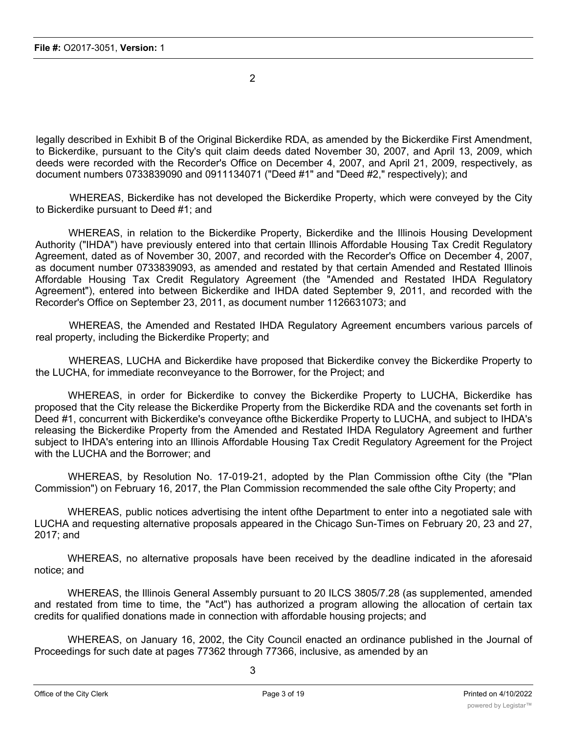legally described in Exhibit B of the Original Bickerdike RDA, as amended by the Bickerdike First Amendment, to Bickerdike, pursuant to the City's quit claim deeds dated November 30, 2007, and April 13, 2009, which deeds were recorded with the Recorder's Office on December 4, 2007, and April 21, 2009, respectively, as document numbers 0733839090 and 0911134071 ("Deed #1" and "Deed #2," respectively); and

WHEREAS, Bickerdike has not developed the Bickerdike Property, which were conveyed by the City to Bickerdike pursuant to Deed #1; and

WHEREAS, in relation to the Bickerdike Property, Bickerdike and the Illinois Housing Development Authority ("IHDA") have previously entered into that certain Illinois Affordable Housing Tax Credit Regulatory Agreement, dated as of November 30, 2007, and recorded with the Recorder's Office on December 4, 2007, as document number 0733839093, as amended and restated by that certain Amended and Restated Illinois Affordable Housing Tax Credit Regulatory Agreement (the "Amended and Restated IHDA Regulatory Agreement"), entered into between Bickerdike and IHDA dated September 9, 2011, and recorded with the Recorder's Office on September 23, 2011, as document number 1126631073; and

WHEREAS, the Amended and Restated IHDA Regulatory Agreement encumbers various parcels of real property, including the Bickerdike Property; and

WHEREAS, LUCHA and Bickerdike have proposed that Bickerdike convey the Bickerdike Property to the LUCHA, for immediate reconveyance to the Borrower, for the Project; and

WHEREAS, in order for Bickerdike to convey the Bickerdike Property to LUCHA, Bickerdike has proposed that the City release the Bickerdike Property from the Bickerdike RDA and the covenants set forth in Deed #1, concurrent with Bickerdike's conveyance ofthe Bickerdike Property to LUCHA, and subject to IHDA's releasing the Bickerdike Property from the Amended and Restated IHDA Regulatory Agreement and further subject to IHDA's entering into an Illinois Affordable Housing Tax Credit Regulatory Agreement for the Project with the LUCHA and the Borrower; and

WHEREAS, by Resolution No. 17-019-21, adopted by the Plan Commission ofthe City (the "Plan Commission") on February 16, 2017, the Plan Commission recommended the sale ofthe City Property; and

WHEREAS, public notices advertising the intent ofthe Department to enter into a negotiated sale with LUCHA and requesting alternative proposals appeared in the Chicago Sun-Times on February 20, 23 and 27, 2017; and

WHEREAS, no alternative proposals have been received by the deadline indicated in the aforesaid notice; and

WHEREAS, the Illinois General Assembly pursuant to 20 ILCS 3805/7.28 (as supplemented, amended and restated from time to time, the "Act") has authorized a program allowing the allocation of certain tax credits for qualified donations made in connection with affordable housing projects; and

WHEREAS, on January 16, 2002, the City Council enacted an ordinance published in the Journal of Proceedings for such date at pages 77362 through 77366, inclusive, as amended by an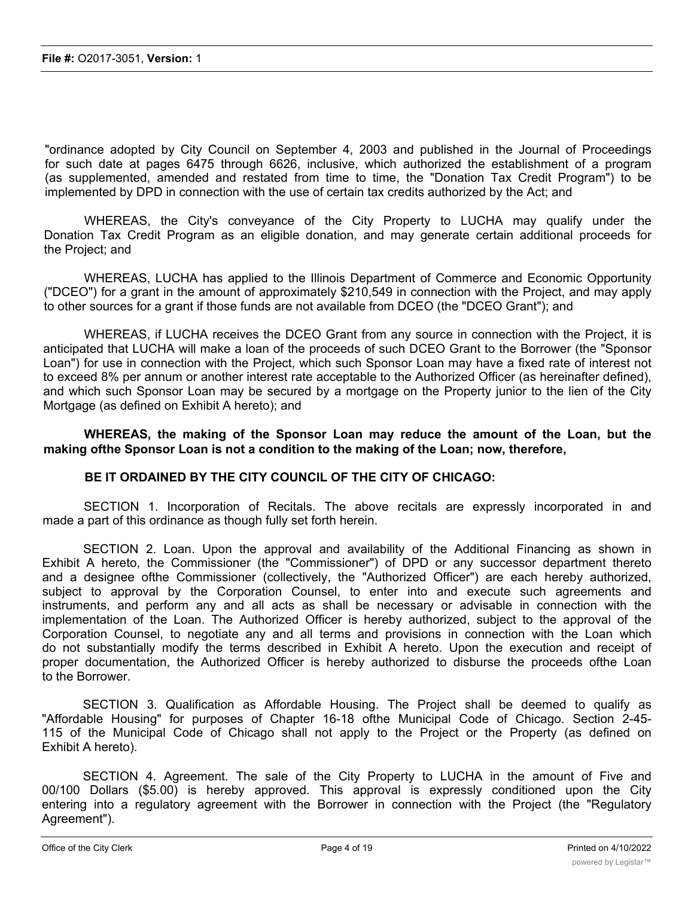"ordinance adopted by City Council on September 4, 2003 and published in the Journal of Proceedings for such date at pages 6475 through 6626, inclusive, which authorized the establishment of a program (as supplemented, amended and restated from time to time, the "Donation Tax Credit Program") to be implemented by DPD in connection with the use of certain tax credits authorized by the Act; and

WHEREAS, the City's conveyance of the City Property to LUCHA may qualify under the Donation Tax Credit Program as an eligible donation, and may generate certain additional proceeds for the Project; and

WHEREAS, LUCHA has applied to the Illinois Department of Commerce and Economic Opportunity ("DCEO") for a grant in the amount of approximately $210,549 in connection with the Project, and may apply to other sources for a grant if those funds are not available from DCEO (the "DCEO Grant"); and

WHEREAS, if LUCHA receives the DCEO Grant from any source in connection with the Project, it is anticipated that LUCHA will make a loan of the proceeds of such DCEO Grant to the Borrower (the "Sponsor Loan") for use in connection with the Project, which such Sponsor Loan may have a fixed rate of interest not to exceed 8% per annum or another interest rate acceptable to the Authorized Officer (as hereinafter defined), and which such Sponsor Loan may be secured by a mortgage on the Property junior to the lien of the City Mortgage (as defined on Exhibit A hereto); and

**WHEREAS, the making of the Sponsor Loan may reduce the amount of the Loan, but the making ofthe Sponsor Loan is not a condition to the making of the Loan; now, therefore,**

**BE IT ORDAINED BY THE CITY COUNCIL OF THE CITY OF CHICAGO:**

SECTION 1. Incorporation of Recitals. The above recitals are expressly incorporated in and made a part of this ordinance as though fully set forth herein.

SECTION 2. Loan. Upon the approval and availability of the Additional Financing as shown in Exhibit A hereto, the Commissioner (the "Commissioner") of DPD or any successor department thereto and a designee ofthe Commissioner (collectively, the "Authorized Officer") are each hereby authorized, subject to approval by the Corporation Counsel, to enter into and execute such agreements and instruments, and perform any and all acts as shall be necessary or advisable in connection with the implementation of the Loan. The Authorized Officer is hereby authorized, subject to the approval of the Corporation Counsel, to negotiate any and all terms and provisions in connection with the Loan which do not substantially modify the terms described in Exhibit A hereto. Upon the execution and receipt of proper documentation, the Authorized Officer is hereby authorized to disburse the proceeds ofthe Loan to the Borrower.

SECTION 3. Qualification as Affordable Housing. The Project shall be deemed to qualify as "Affordable Housing" for purposes of Chapter 16-18 ofthe Municipal Code of Chicago. Section 2-45-115 of the Municipal Code of Chicago shall not apply to the Project or the Property (as defined on Exhibit A hereto).

SECTION 4. Agreement. The sale of the City Property to LUCHA in the amount of Five and 00/100 Dollars ($5.00) is hereby approved. This approval is expressly conditioned upon the City entering into a regulatory agreement with the Borrower in connection with the Project (the "Regulatory Agreement").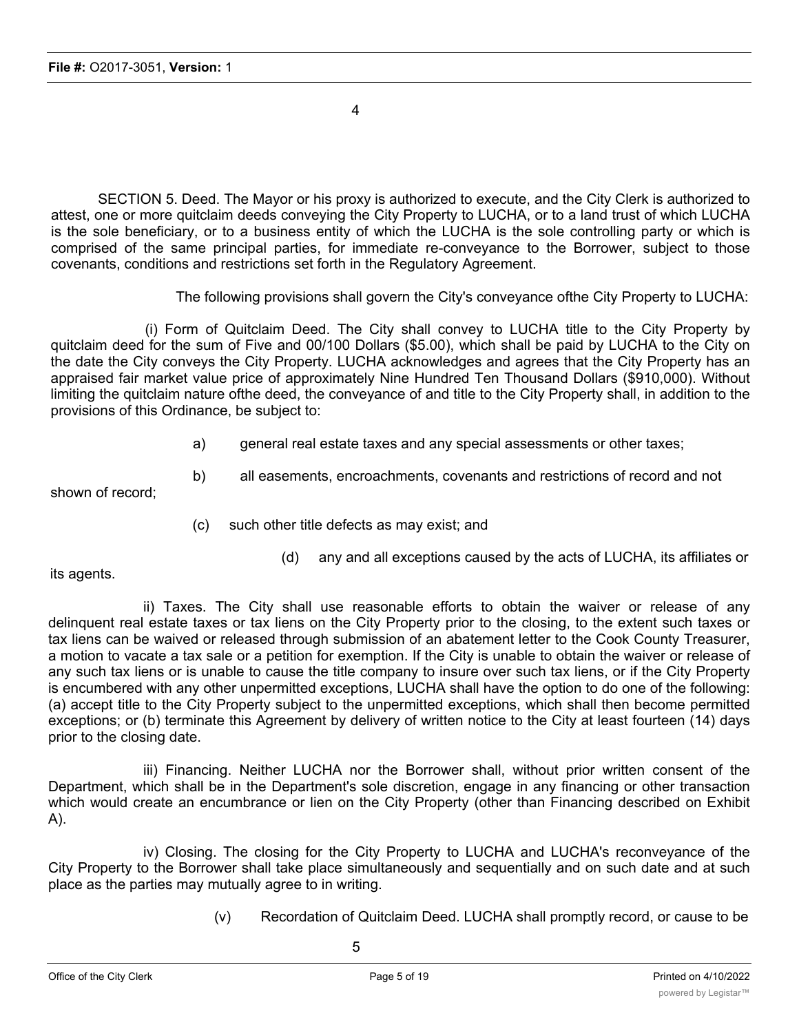SECTION 5. Deed. The Mayor or his proxy is authorized to execute, and the City Clerk is authorized to attest, one or more quitclaim deeds conveying the City Property to LUCHA, or to a land trust of which LUCHA is the sole beneficiary, or to a business entity of which the LUCHA is the sole controlling party or which is comprised of the same principal parties, for immediate re-conveyance to the Borrower, subject to those covenants, conditions and restrictions set forth in the Regulatory Agreement.

The following provisions shall govern the City's conveyance ofthe City Property to LUCHA:

(i) Form of Quitclaim Deed. The City shall convey to LUCHA title to the City Property by quitclaim deed for the sum of Five and 00/100 Dollars ($5.00), which shall be paid by LUCHA to the City on the date the City conveys the City Property. LUCHA acknowledges and agrees that the City Property has an appraised fair market value price of approximately Nine Hundred Ten Thousand Dollars ($910,000). Without limiting the quitclaim nature ofthe deed, the conveyance of and title to the City Property shall, in addition to the provisions of this Ordinance, be subject to:

a) general real estate taxes and any special assessments or other taxes;

b) all easements, encroachments, covenants and restrictions of record and not shown of record;

(c) such other title defects as may exist; and

(d) any and all exceptions caused by the acts of LUCHA, its affiliates or its agents.

ii) Taxes. The City shall use reasonable efforts to obtain the waiver or release of any delinquent real estate taxes or tax liens on the City Property prior to the closing, to the extent such taxes or tax liens can be waived or released through submission of an abatement letter to the Cook County Treasurer, a motion to vacate a tax sale or a petition for exemption. If the City is unable to obtain the waiver or release of any such tax liens or is unable to cause the title company to insure over such tax liens, or if the City Property is encumbered with any other unpermitted exceptions, LUCHA shall have the option to do one of the following: (a) accept title to the City Property subject to the unpermitted exceptions, which shall then become permitted exceptions; or (b) terminate this Agreement by delivery of written notice to the City at least fourteen (14) days prior to the closing date.

iii) Financing. Neither LUCHA nor the Borrower shall, without prior written consent of the Department, which shall be in the Department's sole discretion, engage in any financing or other transaction which would create an encumbrance or lien on the City Property (other than Financing described on Exhibit A).

iv) Closing. The closing for the City Property to LUCHA and LUCHA's reconveyance of the City Property to the Borrower shall take place simultaneously and sequentially and on such date and at such place as the parties may mutually agree to in writing.

(v) Recordation of Quitclaim Deed. LUCHA shall promptly record, or cause to be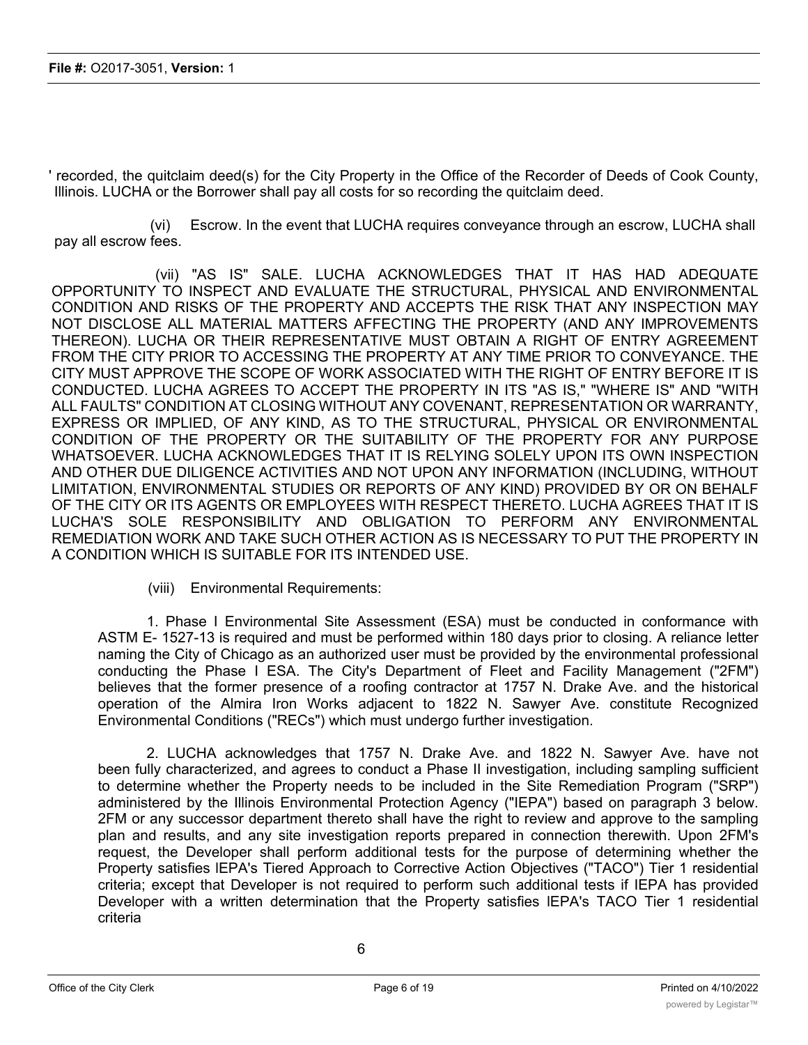' recorded, the quitclaim deed(s) for the City Property in the Office of the Recorder of Deeds of Cook County, Illinois. LUCHA or the Borrower shall pay all costs for so recording the quitclaim deed.

(vi) Escrow. In the event that LUCHA requires conveyance through an escrow, LUCHA shall pay all escrow fees.

(vii) "AS IS" SALE. LUCHA ACKNOWLEDGES THAT IT HAS HAD ADEQUATE OPPORTUNITY TO INSPECT AND EVALUATE THE STRUCTURAL, PHYSICAL AND ENVIRONMENTAL CONDITION AND RISKS OF THE PROPERTY AND ACCEPTS THE RISK THAT ANY INSPECTION MAY NOT DISCLOSE ALL MATERIAL MATTERS AFFECTING THE PROPERTY (AND ANY IMPROVEMENTS THEREON). LUCHA OR THEIR REPRESENTATIVE MUST OBTAIN A RIGHT OF ENTRY AGREEMENT FROM THE CITY PRIOR TO ACCESSING THE PROPERTY AT ANY TIME PRIOR TO CONVEYANCE. THE CITY MUST APPROVE THE SCOPE OF WORK ASSOCIATED WITH THE RIGHT OF ENTRY BEFORE IT IS CONDUCTED. LUCHA AGREES TO ACCEPT THE PROPERTY IN ITS "AS IS," "WHERE IS" AND "WITH ALL FAULTS" CONDITION AT CLOSING WITHOUT ANY COVENANT, REPRESENTATION OR WARRANTY, EXPRESS OR IMPLIED, OF ANY KIND, AS TO THE STRUCTURAL, PHYSICAL OR ENVIRONMENTAL CONDITION OF THE PROPERTY OR THE SUITABILITY OF THE PROPERTY FOR ANY PURPOSE WHATSOEVER. LUCHA ACKNOWLEDGES THAT IT IS RELYING SOLELY UPON ITS OWN INSPECTION AND OTHER DUE DILIGENCE ACTIVITIES AND NOT UPON ANY INFORMATION (INCLUDING, WITHOUT LIMITATION, ENVIRONMENTAL STUDIES OR REPORTS OF ANY KIND) PROVIDED BY OR ON BEHALF OF THE CITY OR ITS AGENTS OR EMPLOYEES WITH RESPECT THERETO. LUCHA AGREES THAT IT IS LUCHA'S SOLE RESPONSIBILITY AND OBLIGATION TO PERFORM ANY ENVIRONMENTAL REMEDIATION WORK AND TAKE SUCH OTHER ACTION AS IS NECESSARY TO PUT THE PROPERTY IN A CONDITION WHICH IS SUITABLE FOR ITS INTENDED USE.

(viii) Environmental Requirements:

1. Phase I Environmental Site Assessment (ESA) must be conducted in conformance with ASTM E- 1527-13 is required and must be performed within 180 days prior to closing. A reliance letter naming the City of Chicago as an authorized user must be provided by the environmental professional conducting the Phase I ESA. The City's Department of Fleet and Facility Management ("2FM") believes that the former presence of a roofing contractor at 1757 N. Drake Ave. and the historical operation of the Almira Iron Works adjacent to 1822 N. Sawyer Ave. constitute Recognized Environmental Conditions ("RECs") which must undergo further investigation.

2. LUCHA acknowledges that 1757 N. Drake Ave. and 1822 N. Sawyer Ave. have not been fully characterized, and agrees to conduct a Phase II investigation, including sampling sufficient to determine whether the Property needs to be included in the Site Remediation Program ("SRP") administered by the Illinois Environmental Protection Agency ("IEPA") based on paragraph 3 below. 2FM or any successor department thereto shall have the right to review and approve to the sampling plan and results, and any site investigation reports prepared in connection therewith. Upon 2FM's request, the Developer shall perform additional tests for the purpose of determining whether the Property satisfies IEPA's Tiered Approach to Corrective Action Objectives ("TACO") Tier 1 residential criteria; except that Developer is not required to perform such additional tests if IEPA has provided Developer with a written determination that the Property satisfies IEPA's TACO Tier 1 residential criteria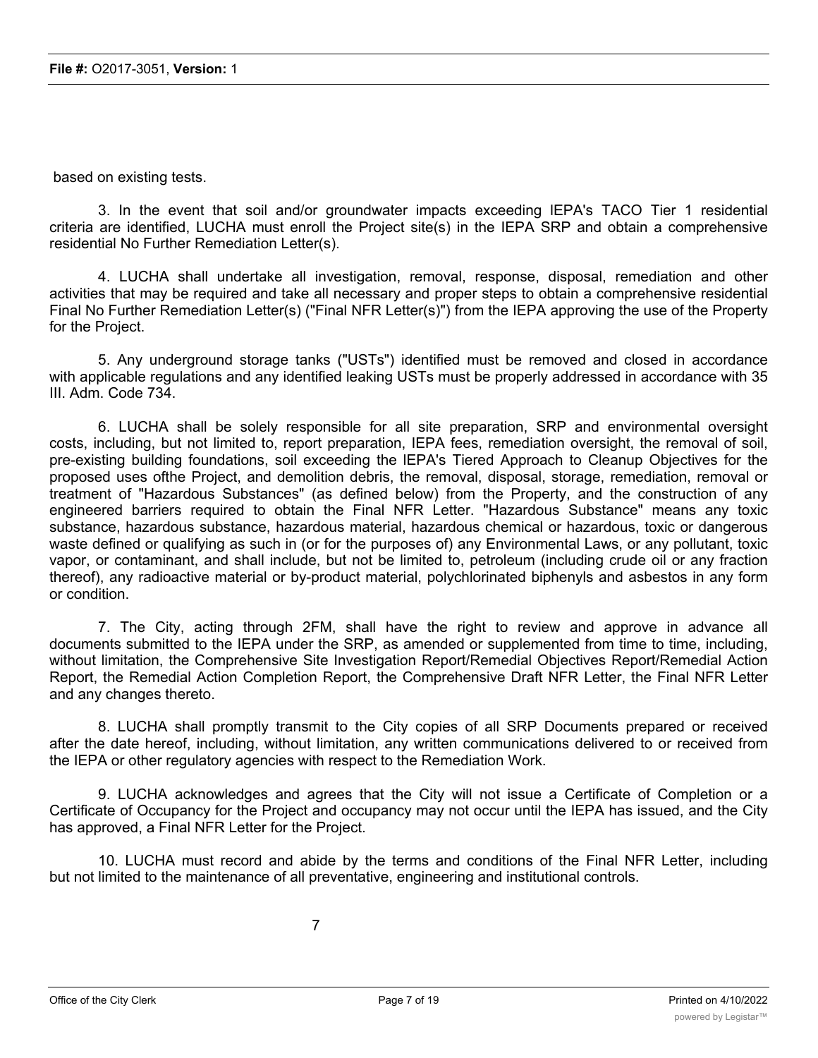based on existing tests.

3. In the event that soil and/or groundwater impacts exceeding IEPA's TACO Tier 1 residential criteria are identified, LUCHA must enroll the Project site(s) in the IEPA SRP and obtain a comprehensive residential No Further Remediation Letter(s).

4. LUCHA shall undertake all investigation, removal, response, disposal, remediation and other activities that may be required and take all necessary and proper steps to obtain a comprehensive residential Final No Further Remediation Letter(s) ("Final NFR Letter(s)") from the IEPA approving the use of the Property for the Project.

5. Any underground storage tanks ("USTs") identified must be removed and closed in accordance with applicable regulations and any identified leaking USTs must be properly addressed in accordance with 35 III. Adm. Code 734.

6. LUCHA shall be solely responsible for all site preparation, SRP and environmental oversight costs, including, but not limited to, report preparation, IEPA fees, remediation oversight, the removal of soil, pre-existing building foundations, soil exceeding the IEPA's Tiered Approach to Cleanup Objectives for the proposed uses ofthe Project, and demolition debris, the removal, disposal, storage, remediation, removal or treatment of "Hazardous Substances" (as defined below) from the Property, and the construction of any engineered barriers required to obtain the Final NFR Letter. "Hazardous Substance" means any toxic substance, hazardous substance, hazardous material, hazardous chemical or hazardous, toxic or dangerous waste defined or qualifying as such in (or for the purposes of) any Environmental Laws, or any pollutant, toxic vapor, or contaminant, and shall include, but not be limited to, petroleum (including crude oil or any fraction thereof), any radioactive material or by-product material, polychlorinated biphenyls and asbestos in any form or condition.

7. The City, acting through 2FM, shall have the right to review and approve in advance all documents submitted to the IEPA under the SRP, as amended or supplemented from time to time, including, without limitation, the Comprehensive Site Investigation Report/Remedial Objectives Report/Remedial Action Report, the Remedial Action Completion Report, the Comprehensive Draft NFR Letter, the Final NFR Letter and any changes thereto.

8. LUCHA shall promptly transmit to the City copies of all SRP Documents prepared or received after the date hereof, including, without limitation, any written communications delivered to or received from the IEPA or other regulatory agencies with respect to the Remediation Work.

9. LUCHA acknowledges and agrees that the City will not issue a Certificate of Completion or a Certificate of Occupancy for the Project and occupancy may not occur until the IEPA has issued, and the City has approved, a Final NFR Letter for the Project.

10. LUCHA must record and abide by the terms and conditions of the Final NFR Letter, including but not limited to the maintenance of all preventative, engineering and institutional controls.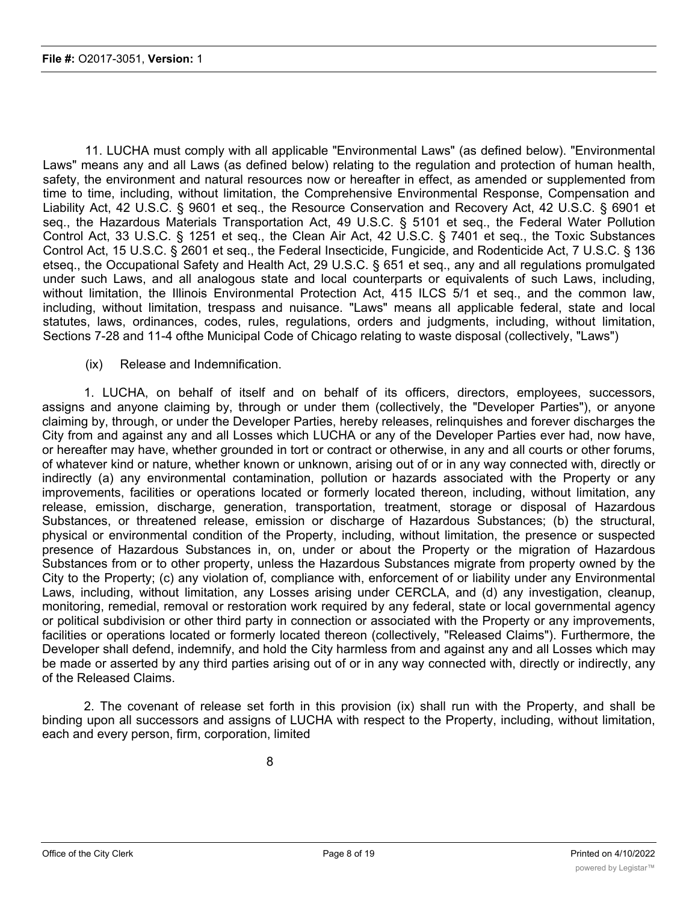11. LUCHA must comply with all applicable "Environmental Laws" (as defined below). "Environmental Laws" means any and all Laws (as defined below) relating to the regulation and protection of human health, safety, the environment and natural resources now or hereafter in effect, as amended or supplemented from time to time, including, without limitation, the Comprehensive Environmental Response, Compensation and Liability Act, 42 U.S.C. § 9601 et seq., the Resource Conservation and Recovery Act, 42 U.S.C. § 6901 et seq., the Hazardous Materials Transportation Act, 49 U.S.C. § 5101 et seq., the Federal Water Pollution Control Act, 33 U.S.C. § 1251 et seq., the Clean Air Act, 42 U.S.C. § 7401 et seq., the Toxic Substances Control Act, 15 U.S.C. § 2601 et seq., the Federal Insecticide, Fungicide, and Rodenticide Act, 7 U.S.C. § 136 etseq., the Occupational Safety and Health Act, 29 U.S.C. § 651 et seq., any and all regulations promulgated under such Laws, and all analogous state and local counterparts or equivalents of such Laws, including, without limitation, the Illinois Environmental Protection Act, 415 ILCS 5/1 et seq., and the common law, including, without limitation, trespass and nuisance. "Laws" means all applicable federal, state and local statutes, laws, ordinances, codes, rules, regulations, orders and judgments, including, without limitation, Sections 7-28 and 11-4 ofthe Municipal Code of Chicago relating to waste disposal (collectively, "Laws")

(ix) Release and Indemnification.

1. LUCHA, on behalf of itself and on behalf of its officers, directors, employees, successors, assigns and anyone claiming by, through or under them (collectively, the "Developer Parties"), or anyone claiming by, through, or under the Developer Parties, hereby releases, relinquishes and forever discharges the City from and against any and all Losses which LUCHA or any of the Developer Parties ever had, now have, or hereafter may have, whether grounded in tort or contract or otherwise, in any and all courts or other forums, of whatever kind or nature, whether known or unknown, arising out of or in any way connected with, directly or indirectly (a) any environmental contamination, pollution or hazards associated with the Property or any improvements, facilities or operations located or formerly located thereon, including, without limitation, any release, emission, discharge, generation, transportation, treatment, storage or disposal of Hazardous Substances, or threatened release, emission or discharge of Hazardous Substances; (b) the structural, physical or environmental condition of the Property, including, without limitation, the presence or suspected presence of Hazardous Substances in, on, under or about the Property or the migration of Hazardous Substances from or to other property, unless the Hazardous Substances migrate from property owned by the City to the Property; (c) any violation of, compliance with, enforcement of or liability under any Environmental Laws, including, without limitation, any Losses arising under CERCLA, and (d) any investigation, cleanup, monitoring, remedial, removal or restoration work required by any federal, state or local governmental agency or political subdivision or other third party in connection or associated with the Property or any improvements, facilities or operations located or formerly located thereon (collectively, "Released Claims"). Furthermore, the Developer shall defend, indemnify, and hold the City harmless from and against any and all Losses which may be made or asserted by any third parties arising out of or in any way connected with, directly or indirectly, any of the Released Claims.

2. The covenant of release set forth in this provision (ix) shall run with the Property, and shall be binding upon all successors and assigns of LUCHA with respect to the Property, including, without limitation, each and every person, firm, corporation, limited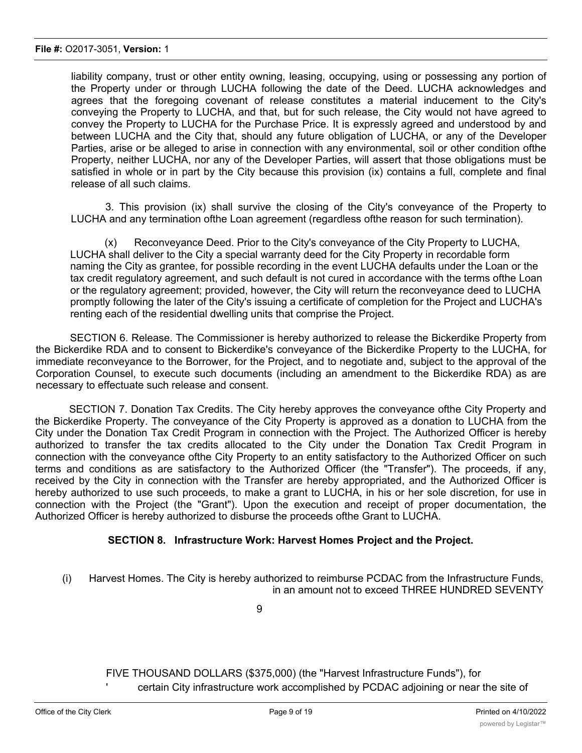liability company, trust or other entity owning, leasing, occupying, using or possessing any portion of the Property under or through LUCHA following the date of the Deed. LUCHA acknowledges and agrees that the foregoing covenant of release constitutes a material inducement to the City's conveying the Property to LUCHA, and that, but for such release, the City would not have agreed to convey the Property to LUCHA for the Purchase Price. It is expressly agreed and understood by and between LUCHA and the City that, should any future obligation of LUCHA, or any of the Developer Parties, arise or be alleged to arise in connection with any environmental, soil or other condition ofthe Property, neither LUCHA, nor any of the Developer Parties, will assert that those obligations must be satisfied in whole or in part by the City because this provision (ix) contains a full, complete and final release of all such claims.

3. This provision (ix) shall survive the closing of the City's conveyance of the Property to LUCHA and any termination ofthe Loan agreement (regardless ofthe reason for such termination).

(x) Reconveyance Deed. Prior to the City's conveyance of the City Property to LUCHA, LUCHA shall deliver to the City a special warranty deed for the City Property in recordable form naming the City as grantee, for possible recording in the event LUCHA defaults under the Loan or the tax credit regulatory agreement, and such default is not cured in accordance with the terms ofthe Loan or the regulatory agreement; provided, however, the City will return the reconveyance deed to LUCHA promptly following the later of the City's issuing a certificate of completion for the Project and LUCHA's renting each of the residential dwelling units that comprise the Project.

SECTION 6. Release. The Commissioner is hereby authorized to release the Bickerdike Property from the Bickerdike RDA and to consent to Bickerdike's conveyance of the Bickerdike Property to the LUCHA, for immediate reconveyance to the Borrower, for the Project, and to negotiate and, subject to the approval of the Corporation Counsel, to execute such documents (including an amendment to the Bickerdike RDA) as are necessary to effectuate such release and consent.

SECTION 7. Donation Tax Credits. The City hereby approves the conveyance ofthe City Property and the Bickerdike Property. The conveyance of the City Property is approved as a donation to LUCHA from the City under the Donation Tax Credit Program in connection with the Project. The Authorized Officer is hereby authorized to transfer the tax credits allocated to the City under the Donation Tax Credit Program in connection with the conveyance ofthe City Property to an entity satisfactory to the Authorized Officer on such terms and conditions as are satisfactory to the Authorized Officer (the "Transfer"). The proceeds, if any, received by the City in connection with the Transfer are hereby appropriated, and the Authorized Officer is hereby authorized to use such proceeds, to make a grant to LUCHA, in his or her sole discretion, for use in connection with the Project (the "Grant"). Upon the execution and receipt of proper documentation, the Authorized Officer is hereby authorized to disburse the proceeds ofthe Grant to LUCHA.

**SECTION 8. Infrastructure Work: Harvest Homes Project and the Project.**

(i) Harvest Homes. The City is hereby authorized to reimburse PCDAC from the Infrastructure Funds, in an amount not to exceed THREE HUNDRED SEVENTY FIVE THOUSAND DOLLARS ($375,000) (the "Harvest Infrastructure Funds"), for certain City infrastructure work accomplished by PCDAC adjoining or near the site of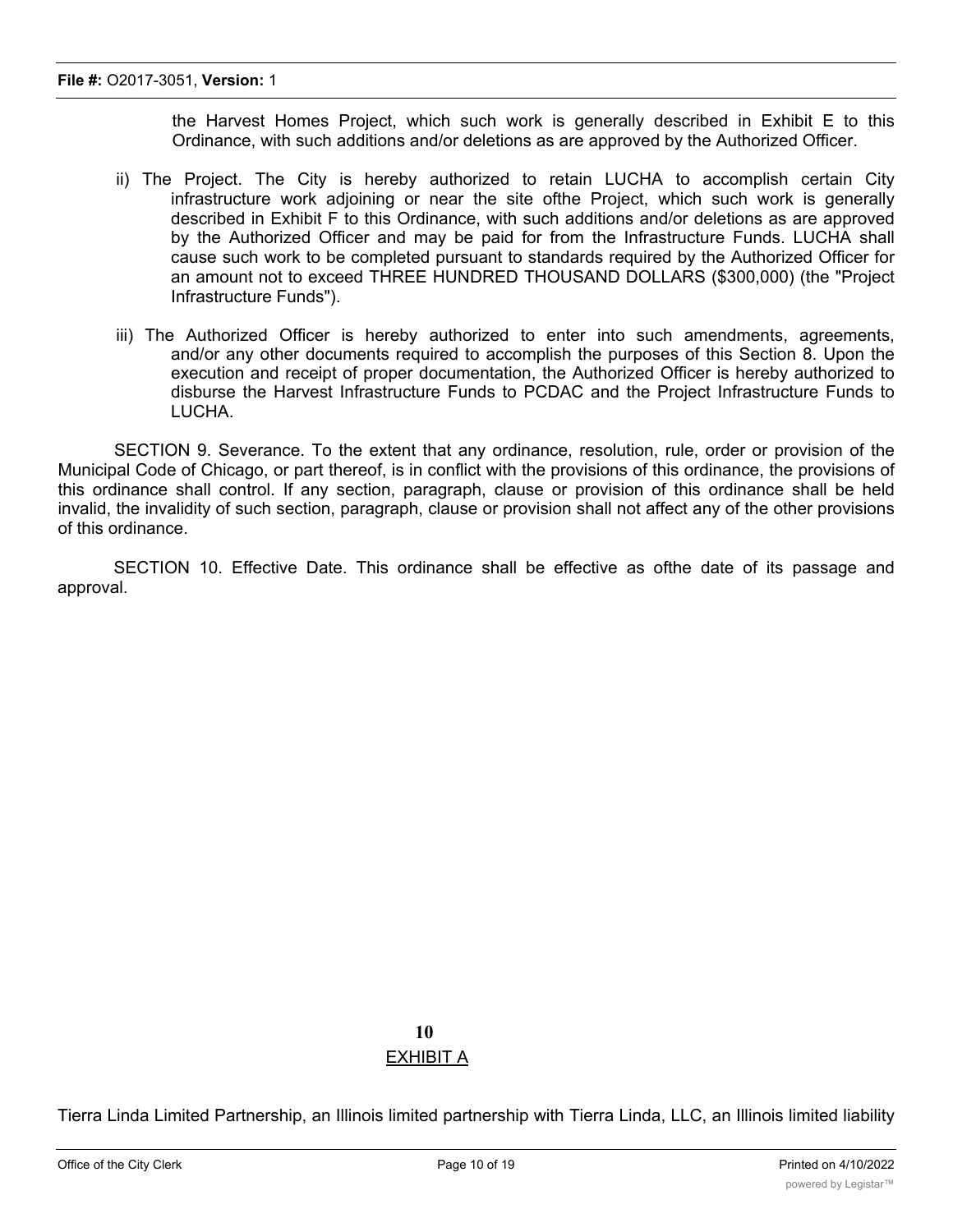the Harvest Homes Project, which such work is generally described in Exhibit E to this Ordinance, with such additions and/or deletions as are approved by the Authorized Officer.

ii) The Project. The City is hereby authorized to retain LUCHA to accomplish certain City infrastructure work adjoining or near the site ofthe Project, which such work is generally described in Exhibit F to this Ordinance, with such additions and/or deletions as are approved by the Authorized Officer and may be paid for from the Infrastructure Funds. LUCHA shall cause such work to be completed pursuant to standards required by the Authorized Officer for an amount not to exceed THREE HUNDRED THOUSAND DOLLARS ($300,000) (the "Project Infrastructure Funds").

iii) The Authorized Officer is hereby authorized to enter into such amendments, agreements, and/or any other documents required to accomplish the purposes of this Section 8. Upon the execution and receipt of proper documentation, the Authorized Officer is hereby authorized to disburse the Harvest Infrastructure Funds to PCDAC and the Project Infrastructure Funds to LUCHA.

SECTION 9. Severance. To the extent that any ordinance, resolution, rule, order or provision of the Municipal Code of Chicago, or part thereof, is in conflict with the provisions of this ordinance, the provisions of this ordinance shall control. If any section, paragraph, clause or provision of this ordinance shall be held invalid, the invalidity of such section, paragraph, clause or provision shall not affect any of the other provisions of this ordinance.

SECTION 10. Effective Date. This ordinance shall be effective as ofthe date of its passage and approval.

**10**

EXHIBIT A

Tierra Linda Limited Partnership, an Illinois limited partnership with Tierra Linda, LLC, an Illinois limited liability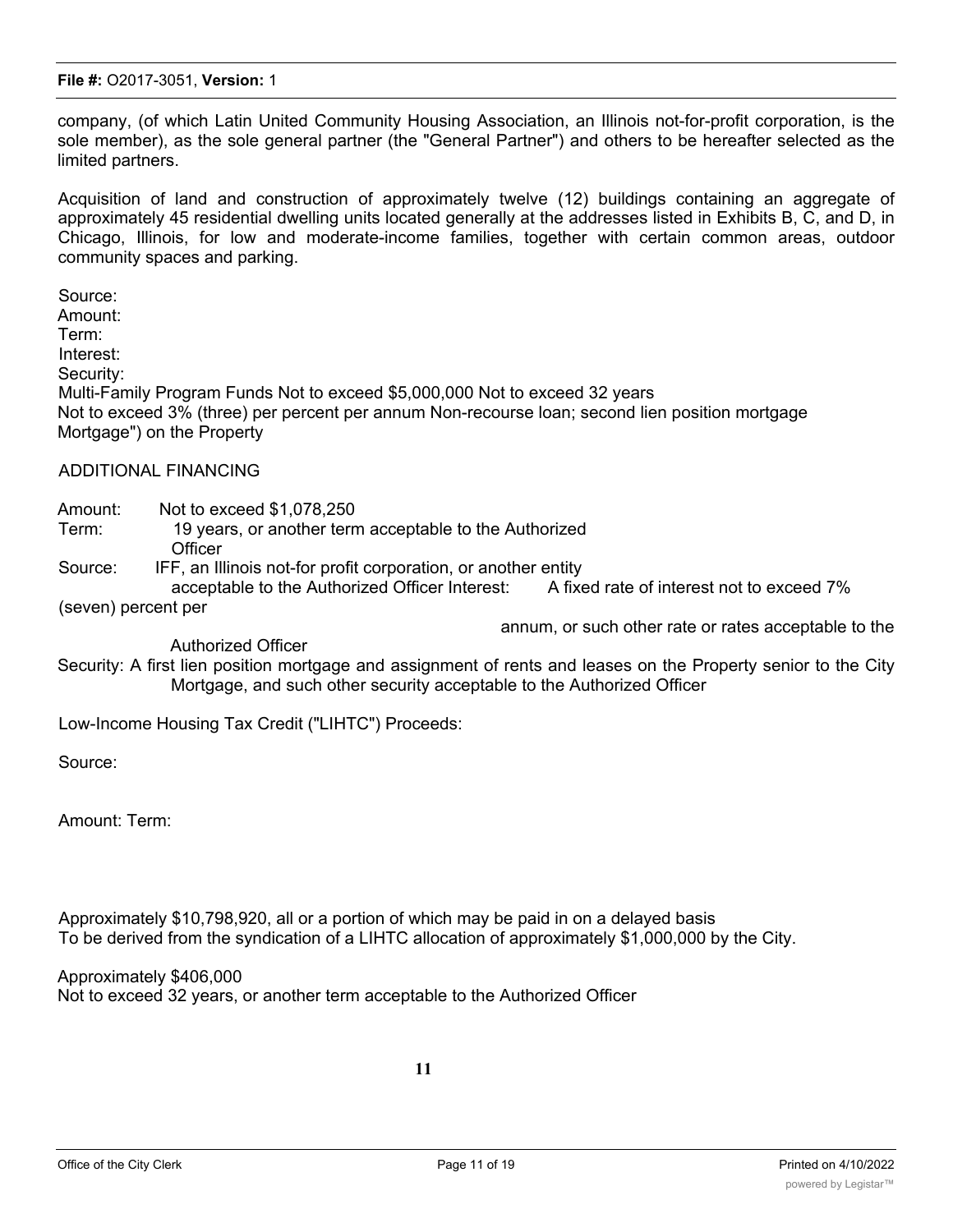company, (of which Latin United Community Housing Association, an Illinois not-for-profit corporation, is the sole member), as the sole general partner (the "General Partner") and others to be hereafter selected as the limited partners.

Acquisition of land and construction of approximately twelve (12) buildings containing an aggregate of approximately 45 residential dwelling units located generally at the addresses listed in Exhibits B, C, and D, in Chicago, Illinois, for low and moderate-income families, together with certain common areas, outdoor community spaces and parking.

Source:
Amount:
Term:
Interest:
Security:
Multi-Family Program Funds Not to exceed $5,000,000 Not to exceed 32 years
Not to exceed 3% (three) per percent per annum Non-recourse loan; second lien position mortgage
Mortgage") on the Property

ADDITIONAL FINANCING

Amount: Not to exceed $1,078,250
Term: 19 years, or another term acceptable to the Authorized Officer
Source: IFF, an Illinois not-for profit corporation, or another entity acceptable to the Authorized Officer Interest: A fixed rate of interest not to exceed 7% (seven) percent per annum, or such other rate or rates acceptable to the Authorized Officer
Security: A first lien position mortgage and assignment of rents and leases on the Property senior to the City Mortgage, and such other security acceptable to the Authorized Officer

Low-Income Housing Tax Credit ("LIHTC") Proceeds:

Source:

Amount: Term:

Approximately $10,798,920, all or a portion of which may be paid in on a delayed basis
To be derived from the syndication of a LIHTC allocation of approximately $1,000,000 by the City.

Approximately $406,000
Not to exceed 32 years, or another term acceptable to the Authorized Officer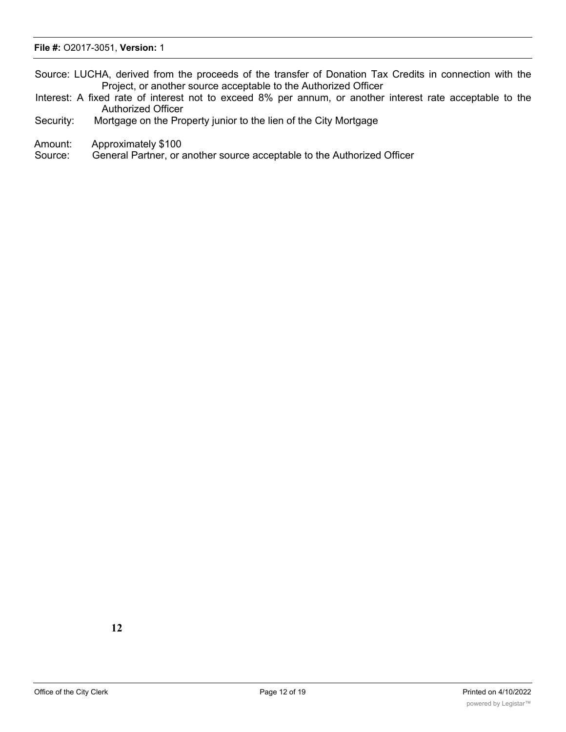Source: LUCHA, derived from the proceeds of the transfer of Donation Tax Credits in connection with the Project, or another source acceptable to the Authorized Officer

Interest: A fixed rate of interest not to exceed 8% per annum, or another interest rate acceptable to the Authorized Officer

Security: Mortgage on the Property junior to the lien of the City Mortgage

Amount: Approximately $100

Source: General Partner, or another source acceptable to the Authorized Officer

**12**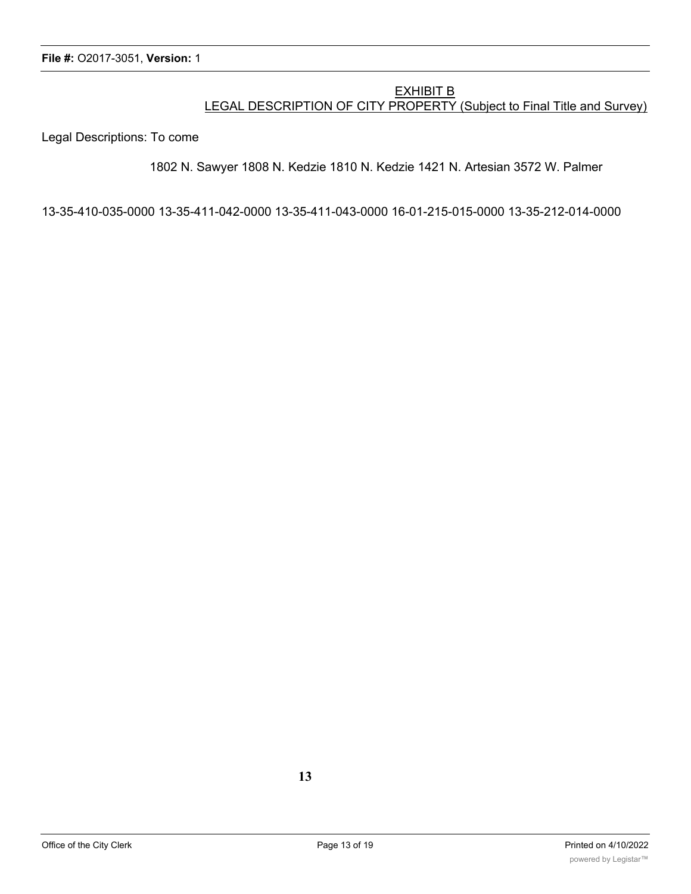## EXHIBIT B

## LEGAL DESCRIPTION OF CITY PROPERTY (Subject to Final Title and Survey)

Legal Descriptions: To come

1802 N. Sawyer 1808 N. Kedzie 1810 N. Kedzie 1421 N. Artesian 3572 W. Palmer

13-35-410-035-0000 13-35-411-042-0000 13-35-411-043-0000 16-01-215-015-0000 13-35-212-014-0000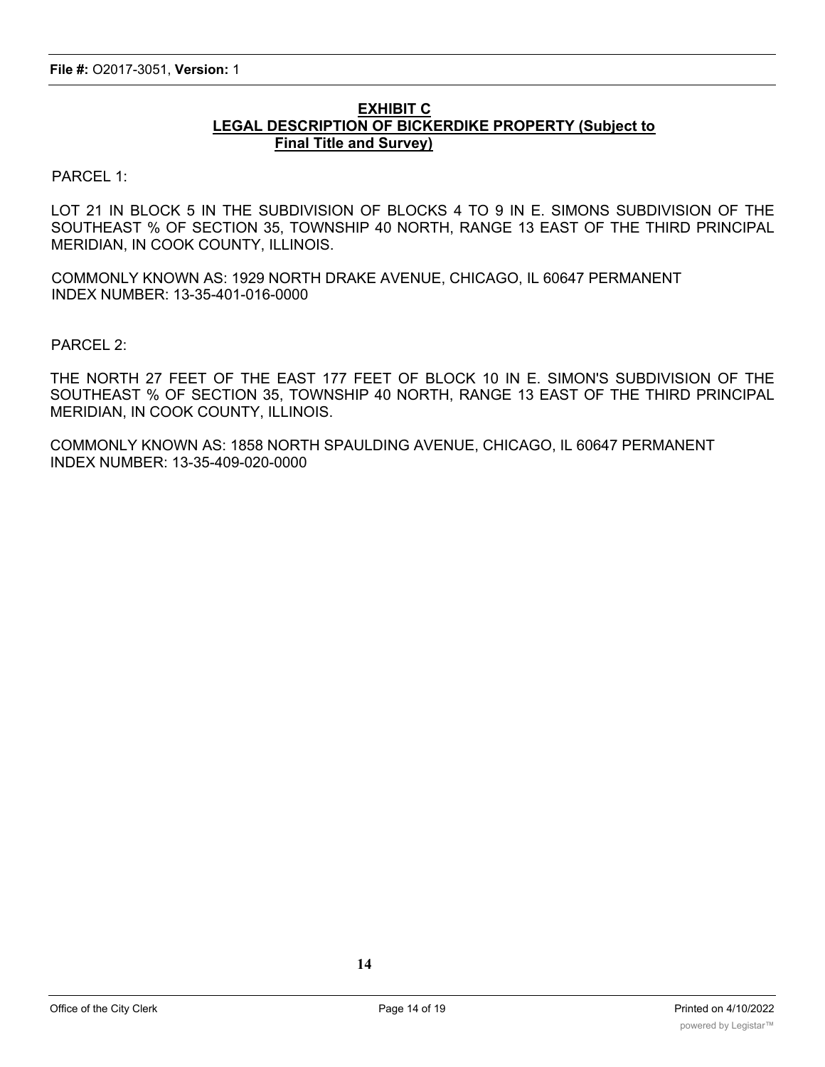**EXHIBIT C**
**LEGAL DESCRIPTION OF BICKERDIKE PROPERTY (Subject to Final Title and Survey)**

PARCEL 1:

LOT 21 IN BLOCK 5 IN THE SUBDIVISION OF BLOCKS 4 TO 9 IN E. SIMONS SUBDIVISION OF THE SOUTHEAST % OF SECTION 35, TOWNSHIP 40 NORTH, RANGE 13 EAST OF THE THIRD PRINCIPAL MERIDIAN, IN COOK COUNTY, ILLINOIS.

COMMONLY KNOWN AS: 1929 NORTH DRAKE AVENUE, CHICAGO, IL 60647 PERMANENT INDEX NUMBER: 13-35-401-016-0000

PARCEL 2:

THE NORTH 27 FEET OF THE EAST 177 FEET OF BLOCK 10 IN E. SIMON'S SUBDIVISION OF THE SOUTHEAST % OF SECTION 35, TOWNSHIP 40 NORTH, RANGE 13 EAST OF THE THIRD PRINCIPAL MERIDIAN, IN COOK COUNTY, ILLINOIS.

COMMONLY KNOWN AS: 1858 NORTH SPAULDING AVENUE, CHICAGO, IL 60647 PERMANENT INDEX NUMBER: 13-35-409-020-0000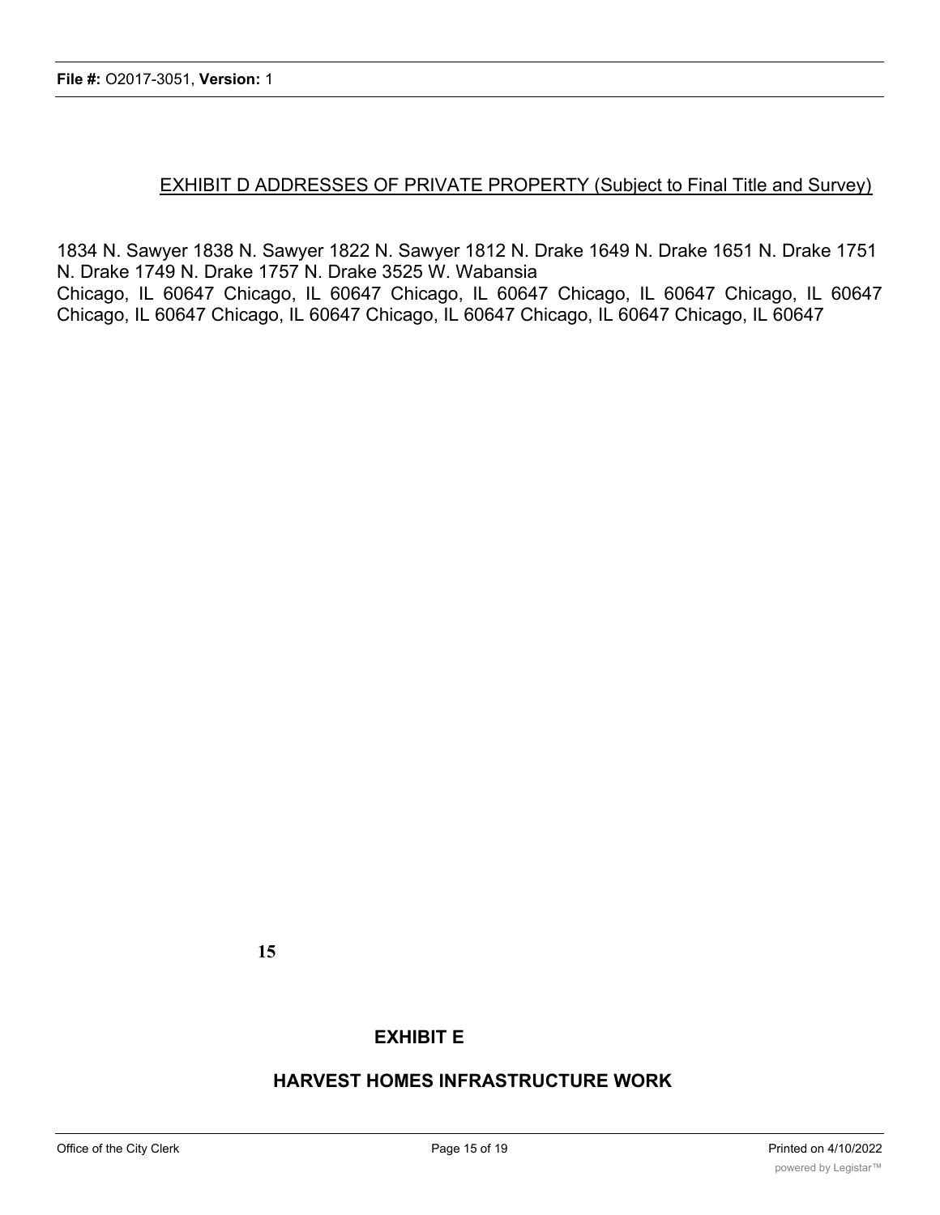EXHIBIT D ADDRESSES OF PRIVATE PROPERTY (Subject to Final Title and Survey)

1834 N. Sawyer 1838 N. Sawyer 1822 N. Sawyer 1812 N. Drake 1649 N. Drake 1651 N. Drake 1751 N. Drake 1749 N. Drake 1757 N. Drake 3525 W. Wabansia
Chicago, IL 60647 Chicago, IL 60647 Chicago, IL 60647 Chicago, IL 60647 Chicago, IL 60647 Chicago, IL 60647 Chicago, IL 60647 Chicago, IL 60647 Chicago, IL 60647 Chicago, IL 60647

15

**EXHIBIT E**

**HARVEST HOMES INFRASTRUCTURE WORK**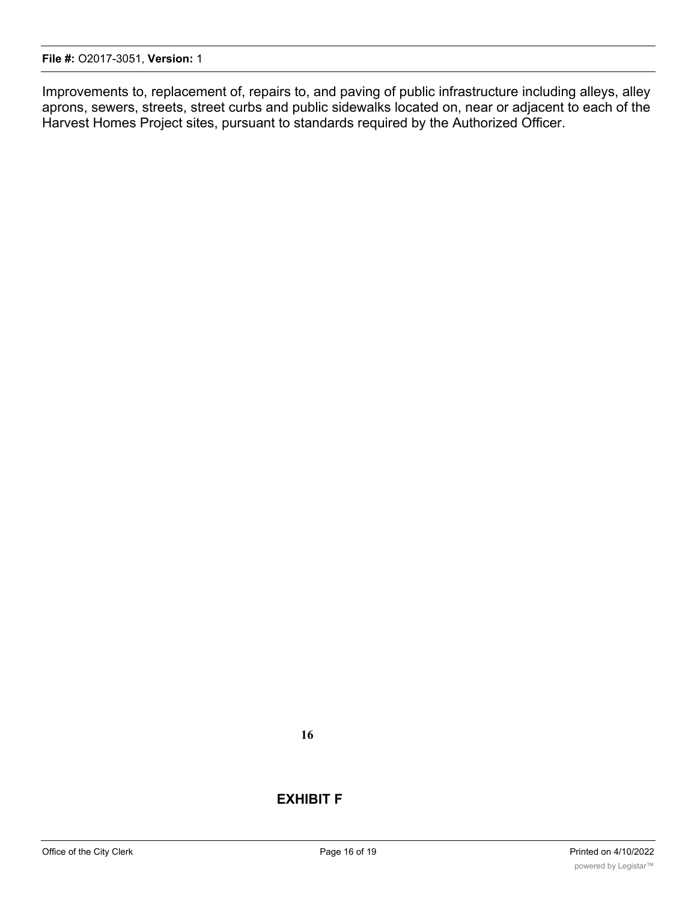Improvements to, replacement of, repairs to, and paving of public infrastructure including alleys, alley aprons, sewers, streets, street curbs and public sidewalks located on, near or adjacent to each of the Harvest Homes Project sites, pursuant to standards required by the Authorized Officer.

## EXHIBIT F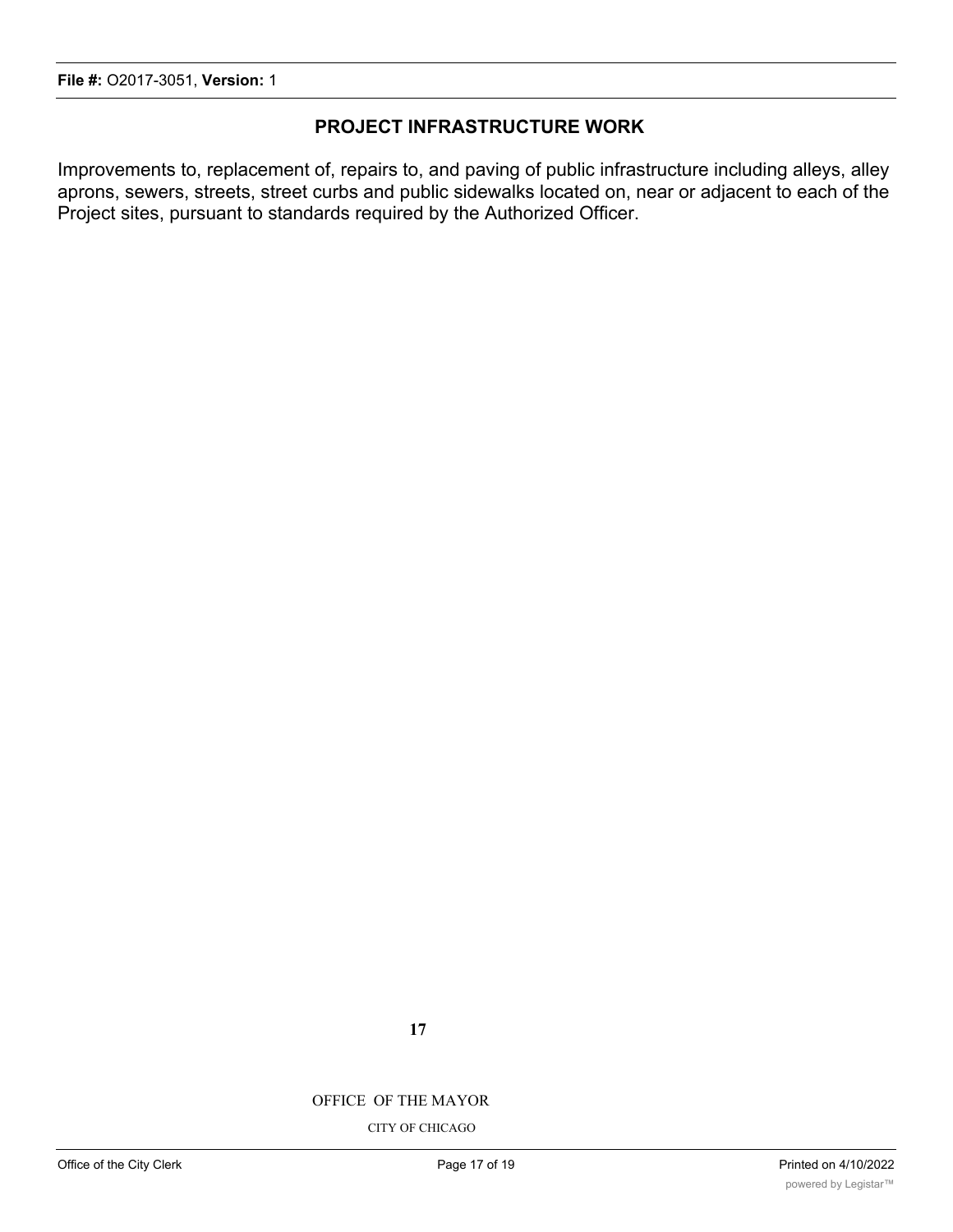## PROJECT INFRASTRUCTURE WORK

Improvements to, replacement of, repairs to, and paving of public infrastructure including alleys, alley aprons, sewers, streets, street curbs and public sidewalks located on, near or adjacent to each of the Project sites, pursuant to standards required by the Authorized Officer.

OFFICE OF THE MAYOR

CITY OF CHICAGO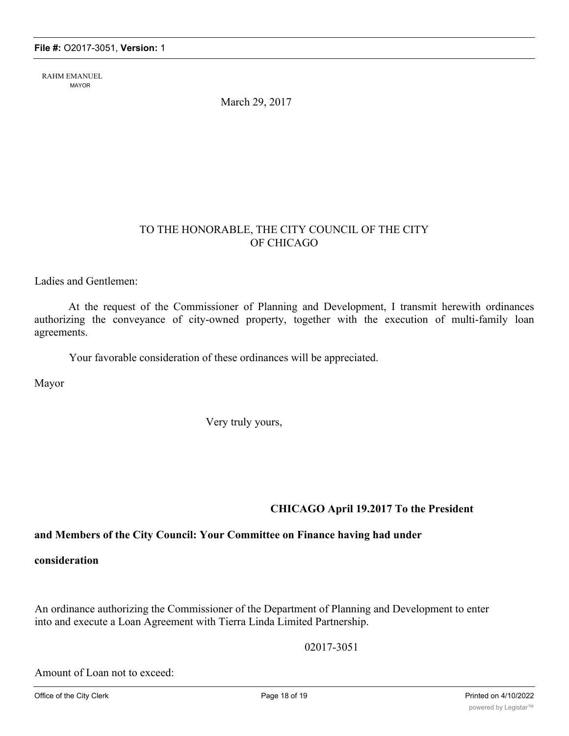RAHM EMANUEL
MAYOR

March 29, 2017

TO THE HONORABLE, THE CITY COUNCIL OF THE CITY OF CHICAGO

Ladies and Gentlemen:

At the request of the Commissioner of Planning and Development, I transmit herewith ordinances authorizing the conveyance of city-owned property, together with the execution of multi-family loan agreements.

Your favorable consideration of these ordinances will be appreciated.

Mayor

Very truly yours,

**CHICAGO April 19.2017 To the President and Members of the City Council: Your Committee on Finance having had under consideration**

An ordinance authorizing the Commissioner of the Department of Planning and Development to enter into and execute a Loan Agreement with Tierra Linda Limited Partnership.

02017-3051

Amount of Loan not to exceed: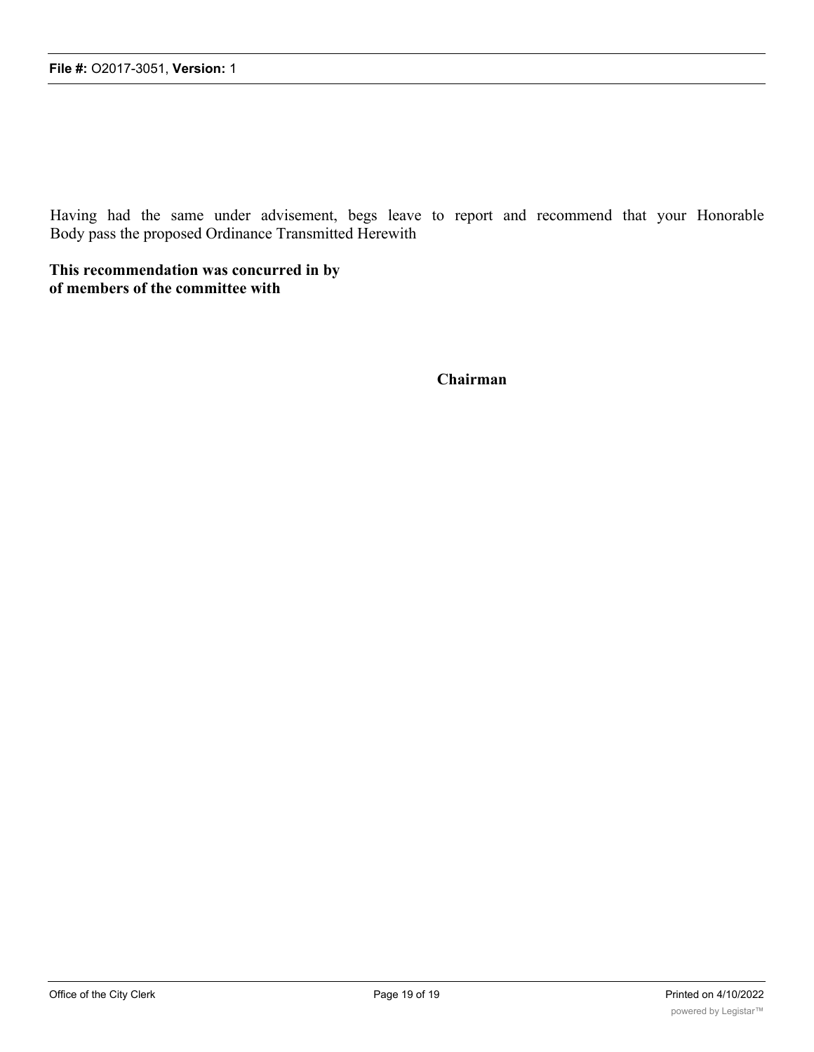Having had the same under advisement, begs leave to report and recommend that your Honorable Body pass the proposed Ordinance Transmitted Herewith

**This recommendation was concurred in by of members of the committee with**

**Chairman**